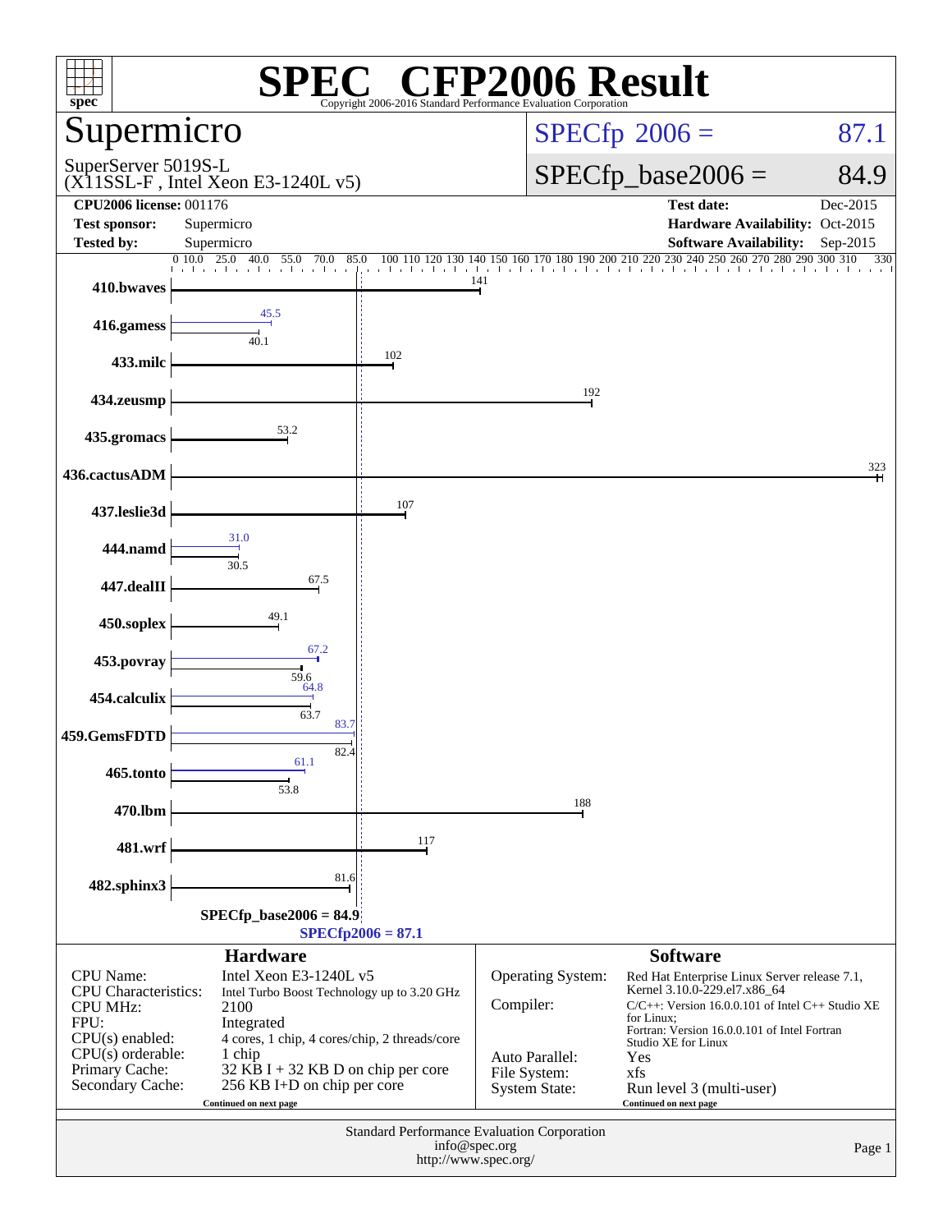# SPEC® CFP2006 Result

Copyright 2006-2016 Standard Performance Evaluation Corporation

## Supermicro

SuperServer 5019S-L
(X11SSL-F , Intel Xeon E3-1240L v5)

**SPECfp 2006 = 87.1**

**SPECfp_base2006 = 84.9**

| | | | |
|---|---|---|---|
| **CPU2006 license:** 001176 | | **Test date:** | Dec-2015 |
| **Test sponsor:** | Supermicro | **Hardware Availability:** | Oct-2015 |
| **Tested by:** | Supermicro | **Software Availability:** | Sep-2015 |

| Benchmark | Peak | Base |
|---|---|---|
| 410.bwaves | | 141 |
| 416.gamess | 45.5 | 40.1 |
| 433.milc | | 102 |
| 434.zeusmp | | 192 |
| 435.gromacs | | 53.2 |
| 436.cactusADM | | 323 |
| 437.leslie3d | | 107 |
| 444.namd | 31.0 | 30.5 |
| 447.dealII | | 67.5 |
| 450.soplex | | 49.1 |
| 453.povray | 67.2 | 59.6 |
| 454.calculix | 64.8 | 63.7 |
| 459.GemsFDTD | 83.7 | 82.4 |
| 465.tonto | 61.1 | 53.8 |
| 470.lbm | | 188 |
| 481.wrf | | 117 |
| 482.sphinx3 | | 81.6 |

SPECfp_base2006 = 84.9

SPECfp2006 = 87.1

### Hardware

| | |
|---|---|
| CPU Name: | Intel Xeon E3-1240L v5 |
| CPU Characteristics: | Intel Turbo Boost Technology up to 3.20 GHz |
| CPU MHz: | 2100 |
| FPU: | Integrated |
| CPU(s) enabled: | 4 cores, 1 chip, 4 cores/chip, 2 threads/core |
| CPU(s) orderable: | 1 chip |
| Primary Cache: | 32 KB I + 32 KB D on chip per core |
| Secondary Cache: | 256 KB I+D on chip per core |

Continued on next page

### Software

| | |
|---|---|
| Operating System: | Red Hat Enterprise Linux Server release 7.1, Kernel 3.10.0-229.el7.x86_64 |
| Compiler: | C/C++: Version 16.0.0.101 of Intel C++ Studio XE for Linux; Fortran: Version 16.0.0.101 of Intel Fortran Studio XE for Linux |
| Auto Parallel: | Yes |
| File System: | xfs |
| System State: | Run level 3 (multi-user) |

Continued on next page

Standard Performance Evaluation Corporation
info@spec.org
http://www.spec.org/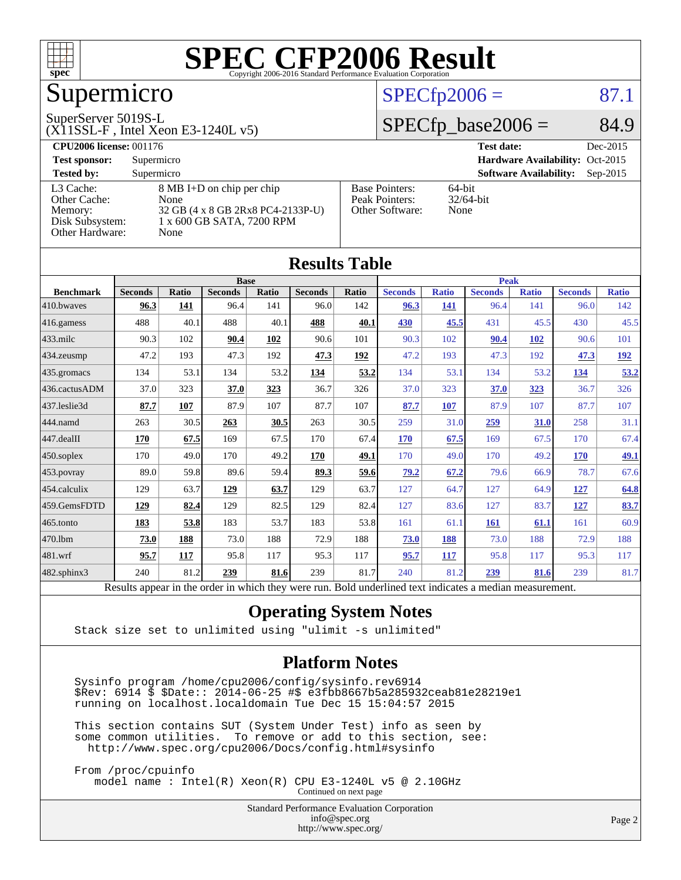# SPEC CFP2006 Result

Copyright 2006-2016 Standard Performance Evaluation Corporation

# Supermicro

SuperServer 5019S-L
(X11SSL-F , Intel Xeon E3-1240L v5)

SPECfp2006 = 87.1

SPECfp_base2006 = 84.9

**CPU2006 license:** 001176
**Test sponsor:** Supermicro
**Tested by:** Supermicro

**Test date:** Dec-2015
**Hardware Availability:** Oct-2015
**Software Availability:** Sep-2015

| | |
|---|---|
| L3 Cache: | 8 MB I+D on chip per chip |
| Other Cache: | None |
| Memory: | 32 GB (4 x 8 GB 2Rx8 PC4-2133P-U) |
| Disk Subsystem: | 1 x 600 GB SATA, 7200 RPM |
| Other Hardware: | None |

| | |
|---|---|
| Base Pointers: | 64-bit |
| Peak Pointers: | 32/64-bit |
| Other Software: | None |

## Results Table

| | Base | | | | | | Peak | | | | | |
|---|---|---|---|---|---|---|---|---|---|---|---|---|
| **Benchmark** | **Seconds** | **Ratio** | **Seconds** | **Ratio** | **Seconds** | **Ratio** | **Seconds** | **Ratio** | **Seconds** | **Ratio** | **Seconds** | **Ratio** |
| 410.bwaves | **96.3** | **141** | 96.4 | 141 | 96.0 | 142 | **96.3** | **141** | 96.4 | 141 | 96.0 | 142 |
| 416.gamess | 488 | 40.1 | 488 | 40.1 | **488** | **40.1** | **430** | **45.5** | 431 | 45.5 | 430 | 45.5 |
| 433.milc | 90.3 | 102 | **90.4** | **102** | 90.6 | 101 | 90.3 | 102 | **90.4** | **102** | 90.6 | 101 |
| 434.zeusmp | 47.2 | 193 | 47.3 | 192 | **47.3** | **192** | 47.2 | 193 | 47.3 | 192 | **47.3** | **192** |
| 435.gromacs | 134 | 53.1 | 134 | 53.2 | **134** | **53.2** | 134 | 53.1 | 134 | 53.2 | **134** | **53.2** |
| 436.cactusADM | 37.0 | 323 | **37.0** | **323** | 36.7 | 326 | 37.0 | 323 | **37.0** | **323** | 36.7 | 326 |
| 437.leslie3d | **87.7** | **107** | 87.9 | 107 | 87.7 | 107 | **87.7** | **107** | 87.9 | 107 | 87.7 | 107 |
| 444.namd | 263 | 30.5 | **263** | **30.5** | 263 | 30.5 | 259 | 31.0 | **259** | **31.0** | 258 | 31.1 |
| 447.dealII | **170** | **67.5** | 169 | 67.5 | 170 | 67.4 | **170** | **67.5** | 169 | 67.5 | 170 | 67.4 |
| 450.soplex | 170 | 49.0 | 170 | 49.2 | **170** | **49.1** | 170 | 49.0 | 170 | 49.2 | **170** | **49.1** |
| 453.povray | 89.0 | 59.8 | 89.6 | 59.4 | **89.3** | **59.6** | **79.2** | **67.2** | 79.6 | 66.9 | 78.7 | 67.6 |
| 454.calculix | 129 | 63.7 | **129** | **63.7** | 129 | 63.7 | 127 | 64.7 | 127 | 64.9 | **127** | **64.8** |
| 459.GemsFDTD | **129** | **82.4** | 129 | 82.5 | 129 | 82.4 | 127 | 83.6 | 127 | 83.7 | **127** | **83.7** |
| 465.tonto | **183** | **53.8** | 183 | 53.7 | 183 | 53.8 | 161 | 61.1 | **161** | **61.1** | 161 | 60.9 |
| 470.lbm | **73.0** | **188** | 73.0 | 188 | 72.9 | 188 | **73.0** | **188** | 73.0 | 188 | 72.9 | 188 |
| 481.wrf | **95.7** | **117** | 95.8 | 117 | 95.3 | 117 | **95.7** | **117** | 95.8 | 117 | 95.3 | 117 |
| 482.sphinx3 | 240 | 81.2 | **239** | **81.6** | 239 | 81.7 | 240 | 81.2 | **239** | **81.6** | 239 | 81.7 |

Results appear in the order in which they were run. Bold underlined text indicates a median measurement.

## Operating System Notes

```
Stack size set to unlimited using "ulimit -s unlimited"
```

## Platform Notes

```
Sysinfo program /home/cpu2006/config/sysinfo.rev6914
$Rev: 6914 $ $Date:: 2014-06-25 #$ e3fbb8667b5a285932ceab81e28219e1
running on localhost.localdomain Tue Dec 15 15:04:57 2015

This section contains SUT (System Under Test) info as seen by
some common utilities.  To remove or add to this section, see:
  http://www.spec.org/cpu2006/Docs/config.html#sysinfo

From /proc/cpuinfo
   model name : Intel(R) Xeon(R) CPU E3-1240L v5 @ 2.10GHz
```

Continued on next page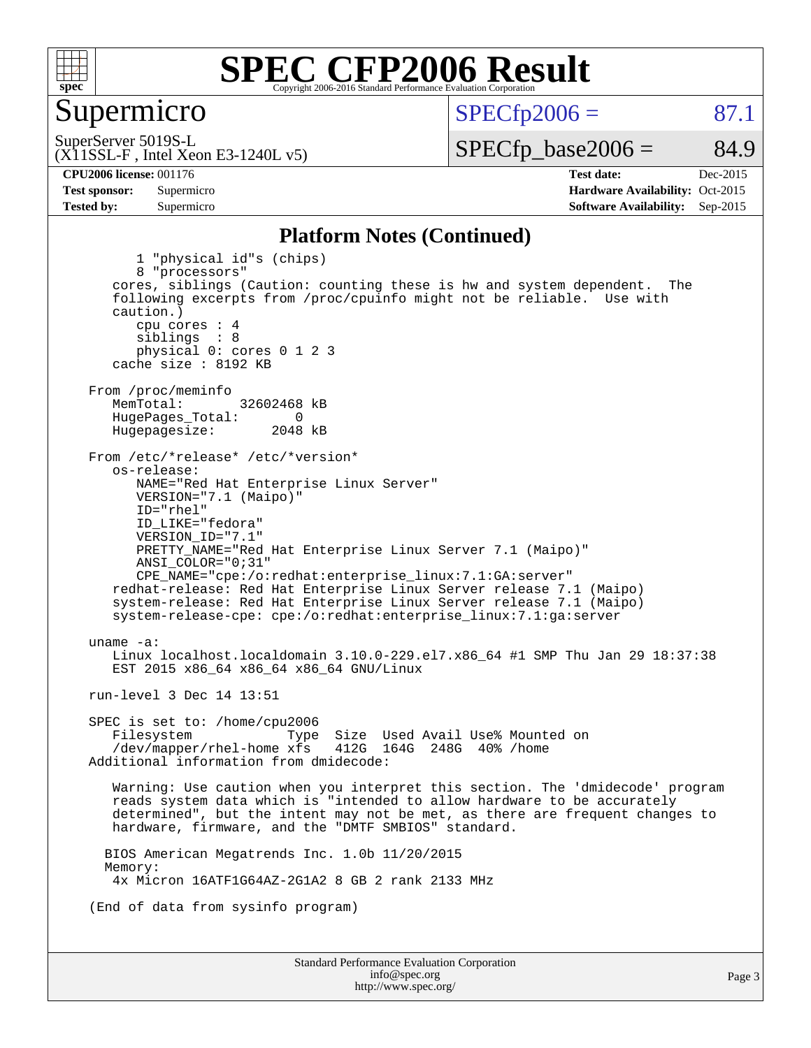# SPEC CFP2006 Result

## Supermicro

SuperServer 5019S-L
(X11SSL-F , Intel Xeon E3-1240L v5)

SPECfp2006 = 87.1

SPECfp_base2006 = 84.9

**CPU2006 license:** 001176
**Test sponsor:** Supermicro
**Tested by:** Supermicro

**Test date:** Dec-2015
**Hardware Availability:** Oct-2015
**Software Availability:** Sep-2015

### Platform Notes (Continued)

```
        1 "physical id"s (chips)
        8 "processors"
    cores, siblings (Caution: counting these is hw and system dependent.  The
    following excerpts from /proc/cpuinfo might not be reliable.  Use with
    caution.)
        cpu cores : 4
        siblings  : 8
        physical 0: cores 0 1 2 3
    cache size : 8192 KB

 From /proc/meminfo
    MemTotal:       32602468 kB
    HugePages_Total:       0
    Hugepagesize:       2048 kB

 From /etc/*release* /etc/*version*
    os-release:
        NAME="Red Hat Enterprise Linux Server"
        VERSION="7.1 (Maipo)"
        ID="rhel"
        ID_LIKE="fedora"
        VERSION_ID="7.1"
        PRETTY_NAME="Red Hat Enterprise Linux Server 7.1 (Maipo)"
        ANSI_COLOR="0;31"
        CPE_NAME="cpe:/o:redhat:enterprise_linux:7.1:GA:server"
    redhat-release: Red Hat Enterprise Linux Server release 7.1 (Maipo)
    system-release: Red Hat Enterprise Linux Server release 7.1 (Maipo)
    system-release-cpe: cpe:/o:redhat:enterprise_linux:7.1:ga:server

 uname -a:
    Linux localhost.localdomain 3.10.0-229.el7.x86_64 #1 SMP Thu Jan 29 18:37:38
    EST 2015 x86_64 x86_64 x86_64 GNU/Linux

 run-level 3 Dec 14 13:51

 SPEC is set to: /home/cpu2006
    Filesystem             Type  Size  Used Avail Use% Mounted on
    /dev/mapper/rhel-home xfs   412G  164G  248G  40% /home
 Additional information from dmidecode:

    Warning: Use caution when you interpret this section. The 'dmidecode' program
    reads system data which is "intended to allow hardware to be accurately
    determined", but the intent may not be met, as there are frequent changes to
    hardware, firmware, and the "DMTF SMBIOS" standard.

   BIOS American Megatrends Inc. 1.0b 11/20/2015
   Memory:
    4x Micron 16ATF1G64AZ-2G1A2 8 GB 2 rank 2133 MHz

 (End of data from sysinfo program)
```

Standard Performance Evaluation Corporation
info@spec.org
http://www.spec.org/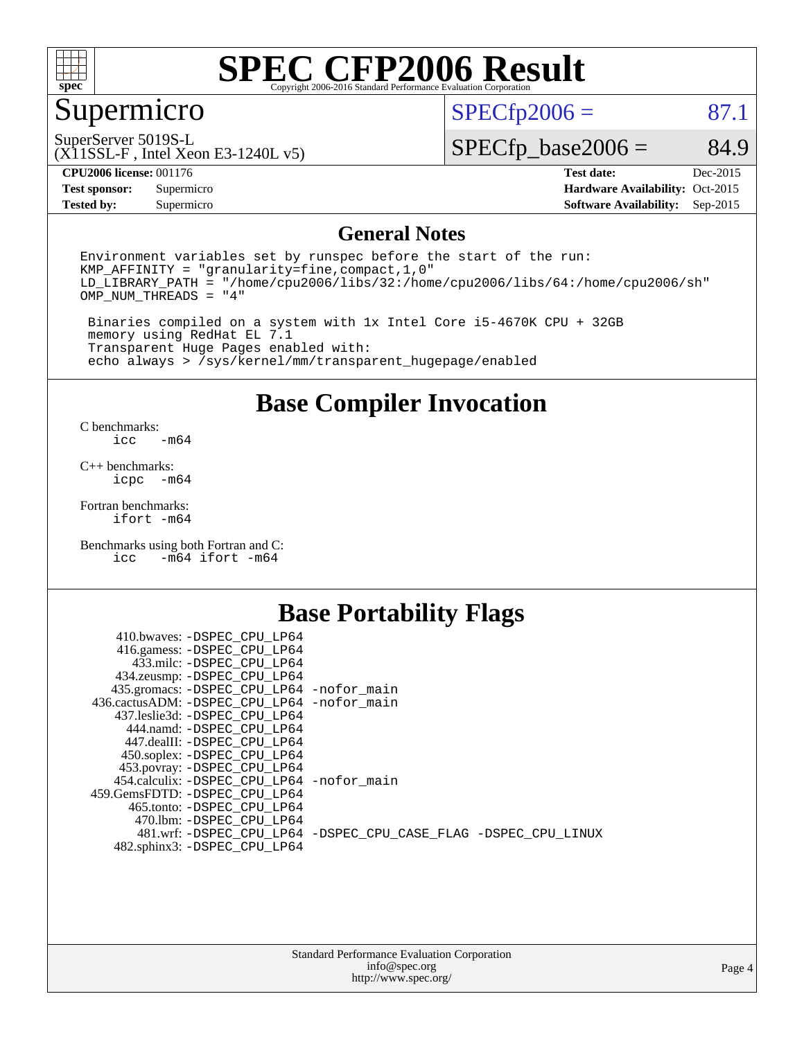# SPEC CFP2006 Result

Copyright 2006-2016 Standard Performance Evaluation Corporation

## Supermicro

SuperServer 5019S-L
(X11SSL-F , Intel Xeon E3-1240L v5)

SPECfp2006 = 87.1

SPECfp_base2006 = 84.9

| | | | |
|---|---|---|---|
| **CPU2006 license:** 001176 | | **Test date:** | Dec-2015 |
| **Test sponsor:** | Supermicro | **Hardware Availability:** | Oct-2015 |
| **Tested by:** | Supermicro | **Software Availability:** | Sep-2015 |

## General Notes

```
Environment variables set by runspec before the start of the run:
KMP_AFFINITY = "granularity=fine,compact,1,0"
LD_LIBRARY_PATH = "/home/cpu2006/libs/32:/home/cpu2006/libs/64:/home/cpu2006/sh"
OMP_NUM_THREADS = "4"

 Binaries compiled on a system with 1x Intel Core i5-4670K CPU + 32GB
 memory using RedHat EL 7.1
 Transparent Huge Pages enabled with:
 echo always > /sys/kernel/mm/transparent_hugepage/enabled
```

## Base Compiler Invocation

C benchmarks:
```
icc   -m64
```

C++ benchmarks:
```
icpc  -m64
```

Fortran benchmarks:
```
ifort -m64
```

Benchmarks using both Fortran and C:
```
icc   -m64 ifort -m64
```

## Base Portability Flags

```
     410.bwaves: -DSPEC_CPU_LP64
     416.gamess: -DSPEC_CPU_LP64
       433.milc: -DSPEC_CPU_LP64
     434.zeusmp: -DSPEC_CPU_LP64
    435.gromacs: -DSPEC_CPU_LP64 -nofor_main
 436.cactusADM: -DSPEC_CPU_LP64 -nofor_main
    437.leslie3d: -DSPEC_CPU_LP64
      444.namd: -DSPEC_CPU_LP64
     447.dealII: -DSPEC_CPU_LP64
     450.soplex: -DSPEC_CPU_LP64
     453.povray: -DSPEC_CPU_LP64
   454.calculix: -DSPEC_CPU_LP64 -nofor_main
  459.GemsFDTD: -DSPEC_CPU_LP64
      465.tonto: -DSPEC_CPU_LP64
        470.lbm: -DSPEC_CPU_LP64
        481.wrf: -DSPEC_CPU_LP64 -DSPEC_CPU_CASE_FLAG -DSPEC_CPU_LINUX
    482.sphinx3: -DSPEC_CPU_LP64
```

Standard Performance Evaluation Corporation
info@spec.org
http://www.spec.org/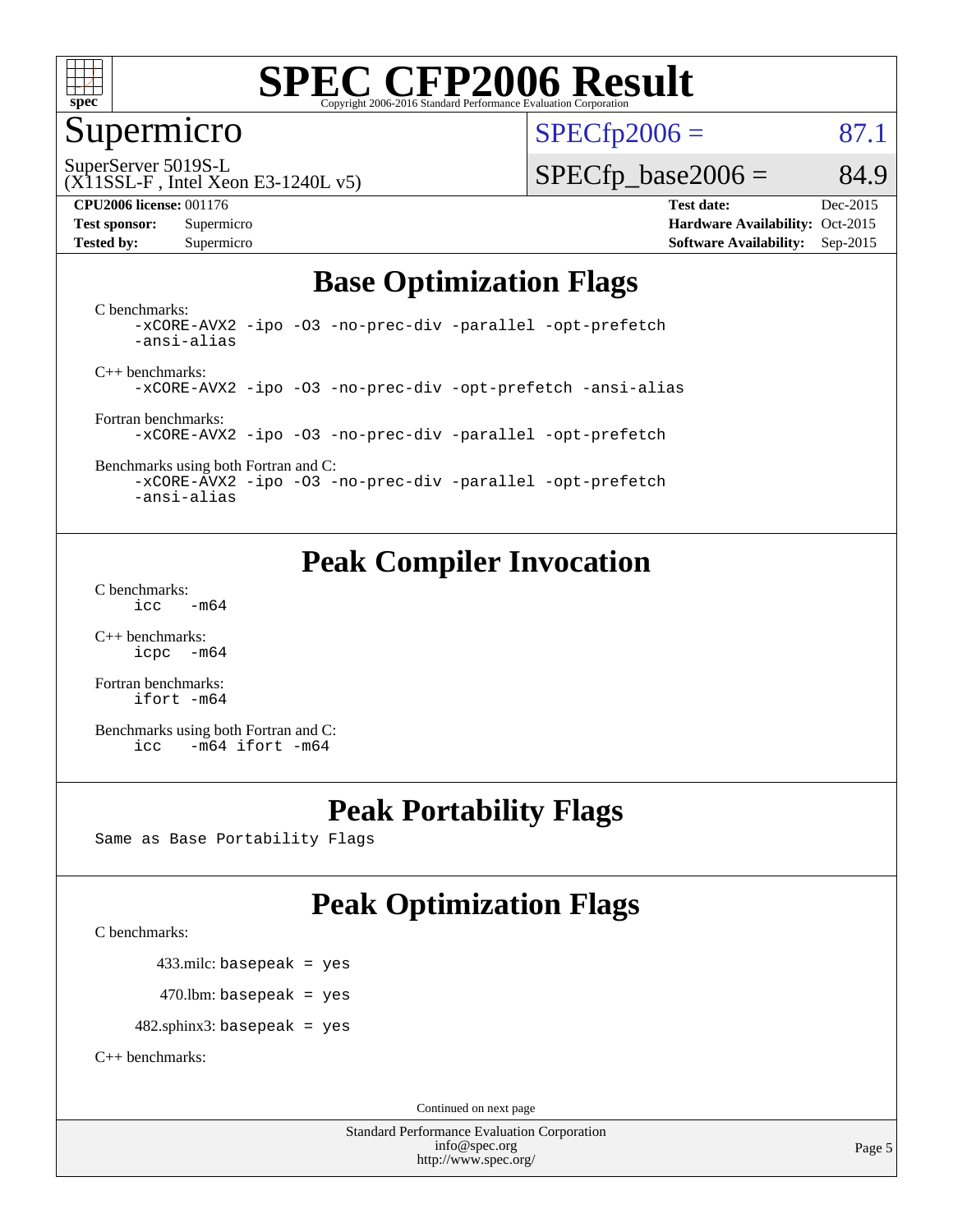# SPEC CFP2006 Result

Copyright 2006-2016 Standard Performance Evaluation Corporation

## Supermicro

SuperServer 5019S-L
(X11SSL-F , Intel Xeon E3-1240L v5)

SPECfp2006 = 87.1

SPECfp_base2006 = 84.9

**CPU2006 license:** 001176
**Test sponsor:** Supermicro
**Tested by:** Supermicro

**Test date:** Dec-2015
**Hardware Availability:** Oct-2015
**Software Availability:** Sep-2015

## Base Optimization Flags

C benchmarks:
```
-xCORE-AVX2 -ipo -O3 -no-prec-div -parallel -opt-prefetch
-ansi-alias
```

C++ benchmarks:
```
-xCORE-AVX2 -ipo -O3 -no-prec-div -opt-prefetch -ansi-alias
```

Fortran benchmarks:
```
-xCORE-AVX2 -ipo -O3 -no-prec-div -parallel -opt-prefetch
```

Benchmarks using both Fortran and C:
```
-xCORE-AVX2 -ipo -O3 -no-prec-div -parallel -opt-prefetch
-ansi-alias
```

## Peak Compiler Invocation

C benchmarks:
```
icc   -m64
```

C++ benchmarks:
```
icpc  -m64
```

Fortran benchmarks:
```
ifort -m64
```

Benchmarks using both Fortran and C:
```
icc   -m64 ifort -m64
```

## Peak Portability Flags

Same as Base Portability Flags

## Peak Optimization Flags

C benchmarks:

433.milc: basepeak = yes

470.lbm: basepeak = yes

482.sphinx3: basepeak = yes

C++ benchmarks:

Continued on next page

Standard Performance Evaluation Corporation
info@spec.org
http://www.spec.org/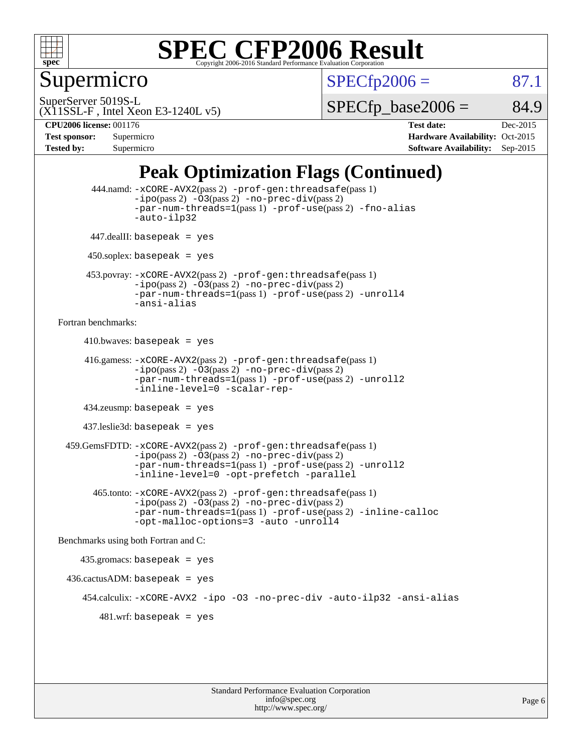# SPEC CFP2006 Result

Copyright 2006-2016 Standard Performance Evaluation Corporation

## Supermicro

SuperServer 5019S-L
(X11SSL-F , Intel Xeon E3-1240L v5)

SPECfp2006 = 87.1

SPECfp_base2006 = 84.9

**CPU2006 license:** 001176
**Test sponsor:** Supermicro
**Tested by:** Supermicro

**Test date:** Dec-2015
**Hardware Availability:** Oct-2015
**Software Availability:** Sep-2015

# Peak Optimization Flags (Continued)

444.namd: -xCORE-AVX2(pass 2) -prof-gen:threadsafe(pass 1) -ipo(pass 2) -O3(pass 2) -no-prec-div(pass 2) -par-num-threads=1(pass 1) -prof-use(pass 2) -fno-alias -auto-ilp32

447.dealII: basepeak = yes

450.soplex: basepeak = yes

453.povray: -xCORE-AVX2(pass 2) -prof-gen:threadsafe(pass 1) -ipo(pass 2) -O3(pass 2) -no-prec-div(pass 2) -par-num-threads=1(pass 1) -prof-use(pass 2) -unroll4 -ansi-alias

Fortran benchmarks:

410.bwaves: basepeak = yes

416.gamess: -xCORE-AVX2(pass 2) -prof-gen:threadsafe(pass 1) -ipo(pass 2) -O3(pass 2) -no-prec-div(pass 2) -par-num-threads=1(pass 1) -prof-use(pass 2) -unroll2 -inline-level=0 -scalar-rep-

434.zeusmp: basepeak = yes

437.leslie3d: basepeak = yes

459.GemsFDTD: -xCORE-AVX2(pass 2) -prof-gen:threadsafe(pass 1) -ipo(pass 2) -O3(pass 2) -no-prec-div(pass 2) -par-num-threads=1(pass 1) -prof-use(pass 2) -unroll2 -inline-level=0 -opt-prefetch -parallel

465.tonto: -xCORE-AVX2(pass 2) -prof-gen:threadsafe(pass 1) -ipo(pass 2) -O3(pass 2) -no-prec-div(pass 2) -par-num-threads=1(pass 1) -prof-use(pass 2) -inline-calloc -opt-malloc-options=3 -auto -unroll4

Benchmarks using both Fortran and C:

435.gromacs: basepeak = yes

436.cactusADM: basepeak = yes

454.calculix: -xCORE-AVX2 -ipo -O3 -no-prec-div -auto-ilp32 -ansi-alias

481.wrf: basepeak = yes

Standard Performance Evaluation Corporation
info@spec.org
http://www.spec.org/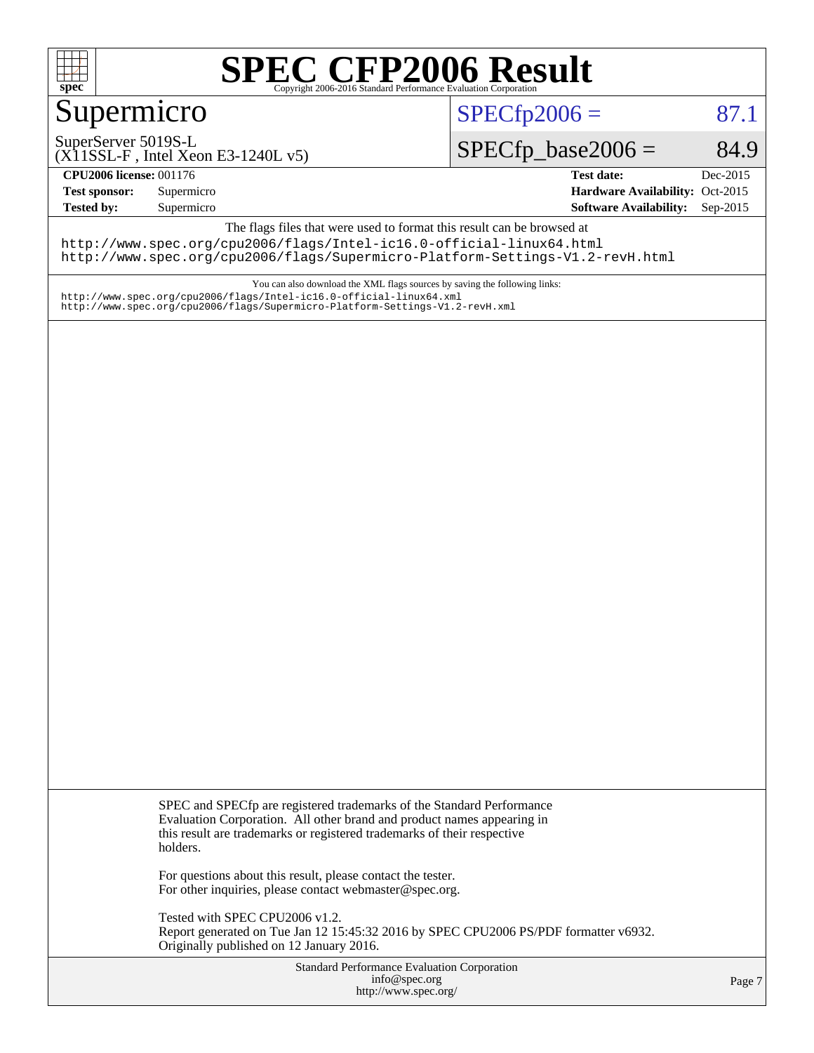# SPEC CFP2006 Result

Copyright 2006-2016 Standard Performance Evaluation Corporation

## Supermicro

SuperServer 5019S-L
(X11SSL-F , Intel Xeon E3-1240L v5)

SPECfp2006 = 87.1

SPECfp_base2006 = 84.9

| | | | |
|---|---|---|---|
| **CPU2006 license:** 001176 | | **Test date:** | Dec-2015 |
| **Test sponsor:** | Supermicro | **Hardware Availability:** | Oct-2015 |
| **Tested by:** | Supermicro | **Software Availability:** | Sep-2015 |

The flags files that were used to format this result can be browsed at

http://www.spec.org/cpu2006/flags/Intel-ic16.0-official-linux64.html
http://www.spec.org/cpu2006/flags/Supermicro-Platform-Settings-V1.2-revH.html

You can also download the XML flags sources by saving the following links:

http://www.spec.org/cpu2006/flags/Intel-ic16.0-official-linux64.xml
http://www.spec.org/cpu2006/flags/Supermicro-Platform-Settings-V1.2-revH.xml

SPEC and SPECfp are registered trademarks of the Standard Performance Evaluation Corporation. All other brand and product names appearing in this result are trademarks or registered trademarks of their respective holders.

For questions about this result, please contact the tester.
For other inquiries, please contact webmaster@spec.org.

Tested with SPEC CPU2006 v1.2.
Report generated on Tue Jan 12 15:45:32 2016 by SPEC CPU2006 PS/PDF formatter v6932.
Originally published on 12 January 2016.

Standard Performance Evaluation Corporation
info@spec.org
http://www.spec.org/